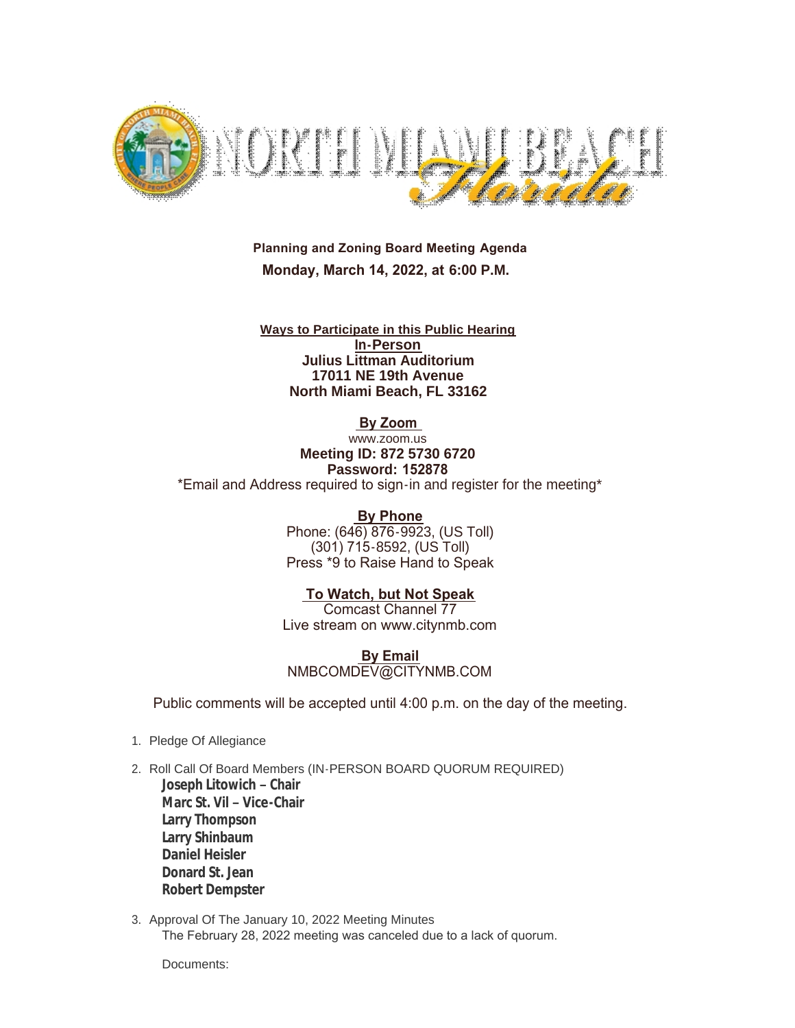# Planning and Zoning Board Meeting Agenda

**Monday, March 14, 2022, at 6:00 P.M.**

**Ways to Participate in this Public Hearing**

**In-Person**
**Julius Littman Auditorium**
**17011 NE 19th Avenue**
**North Miami Beach, FL 33162**

**By Zoom**
www.zoom.us
**Meeting ID: 872 5730 6720**
**Password: 152878**
*Email and Address required to sign-in and register for the meeting*

**By Phone**
Phone: (646) 876-9923, (US Toll)
(301) 715-8592, (US Toll)
Press *9 to Raise Hand to Speak

**To Watch, but Not Speak**
Comcast Channel 77
Live stream on www.citynmb.com

**By Email**
NMBCOMDEV@CITYNMB.COM

Public comments will be accepted until 4:00 p.m. on the day of the meeting.

1. Pledge Of Allegiance

2. Roll Call Of Board Members (IN-PERSON BOARD QUORUM REQUIRED)
   **Joseph Litowich – Chair**
   **Marc St. Vil – Vice-Chair**
   **Larry Thompson**
   **Larry Shinbaum**
   **Daniel Heisler**
   **Donard St. Jean**
   **Robert Dempster**

3. Approval Of The January 10, 2022 Meeting Minutes
   The February 28, 2022 meeting was canceled due to a lack of quorum.

   Documents: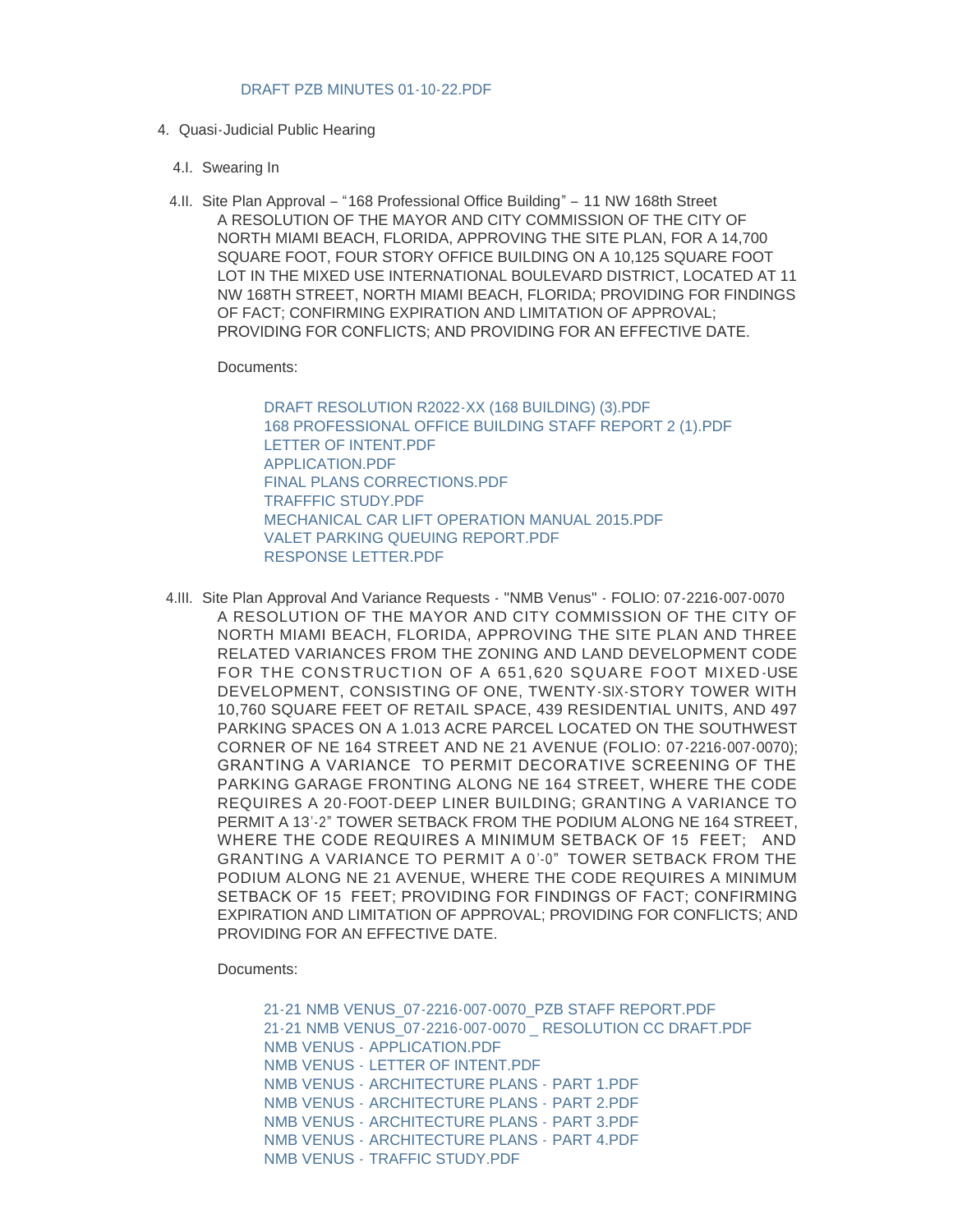DRAFT PZB MINUTES 01-10-22.PDF

4. Quasi-Judicial Public Hearing

4.I. Swearing In

4.II. Site Plan Approval – "168 Professional Office Building" – 11 NW 168th Street

A RESOLUTION OF THE MAYOR AND CITY COMMISSION OF THE CITY OF NORTH MIAMI BEACH, FLORIDA, APPROVING THE SITE PLAN, FOR A 14,700 SQUARE FOOT, FOUR STORY OFFICE BUILDING ON A 10,125 SQUARE FOOT LOT IN THE MIXED USE INTERNATIONAL BOULEVARD DISTRICT, LOCATED AT 11 NW 168TH STREET, NORTH MIAMI BEACH, FLORIDA; PROVIDING FOR FINDINGS OF FACT; CONFIRMING EXPIRATION AND LIMITATION OF APPROVAL; PROVIDING FOR CONFLICTS; AND PROVIDING FOR AN EFFECTIVE DATE.

Documents:

- DRAFT RESOLUTION R2022-XX (168 BUILDING) (3).PDF
- 168 PROFESSIONAL OFFICE BUILDING STAFF REPORT 2 (1).PDF
- LETTER OF INTENT.PDF
- APPLICATION.PDF
- FINAL PLANS CORRECTIONS.PDF
- TRAFFFIC STUDY.PDF
- MECHANICAL CAR LIFT OPERATION MANUAL 2015.PDF
- VALET PARKING QUEUING REPORT.PDF
- RESPONSE LETTER.PDF

4.III. Site Plan Approval And Variance Requests - "NMB Venus" - FOLIO: 07-2216-007-0070

A RESOLUTION OF THE MAYOR AND CITY COMMISSION OF THE CITY OF NORTH MIAMI BEACH, FLORIDA, APPROVING THE SITE PLAN AND THREE RELATED VARIANCES FROM THE ZONING AND LAND DEVELOPMENT CODE FOR THE CONSTRUCTION OF A 651,620 SQUARE FOOT MIXED-USE DEVELOPMENT, CONSISTING OF ONE, TWENTY-SIX-STORY TOWER WITH 10,760 SQUARE FEET OF RETAIL SPACE, 439 RESIDENTIAL UNITS, AND 497 PARKING SPACES ON A 1.013 ACRE PARCEL LOCATED ON THE SOUTHWEST CORNER OF NE 164 STREET AND NE 21 AVENUE (FOLIO: 07-2216-007-0070); GRANTING A VARIANCE TO PERMIT DECORATIVE SCREENING OF THE PARKING GARAGE FRONTING ALONG NE 164 STREET, WHERE THE CODE REQUIRES A 20-FOOT-DEEP LINER BUILDING; GRANTING A VARIANCE TO PERMIT A 13'-2" TOWER SETBACK FROM THE PODIUM ALONG NE 164 STREET, WHERE THE CODE REQUIRES A MINIMUM SETBACK OF 15 FEET; AND GRANTING A VARIANCE TO PERMIT A 0'-0" TOWER SETBACK FROM THE PODIUM ALONG NE 21 AVENUE, WHERE THE CODE REQUIRES A MINIMUM SETBACK OF 15 FEET; PROVIDING FOR FINDINGS OF FACT; CONFIRMING EXPIRATION AND LIMITATION OF APPROVAL; PROVIDING FOR CONFLICTS; AND PROVIDING FOR AN EFFECTIVE DATE.

Documents:

- 21-21 NMB VENUS_07-2216-007-0070_PZB STAFF REPORT.PDF
- 21-21 NMB VENUS_07-2216-007-0070 _ RESOLUTION CC DRAFT.PDF
- NMB VENUS - APPLICATION.PDF
- NMB VENUS - LETTER OF INTENT.PDF
- NMB VENUS - ARCHITECTURE PLANS - PART 1.PDF
- NMB VENUS - ARCHITECTURE PLANS - PART 2.PDF
- NMB VENUS - ARCHITECTURE PLANS - PART 3.PDF
- NMB VENUS - ARCHITECTURE PLANS - PART 4.PDF
- NMB VENUS - TRAFFIC STUDY.PDF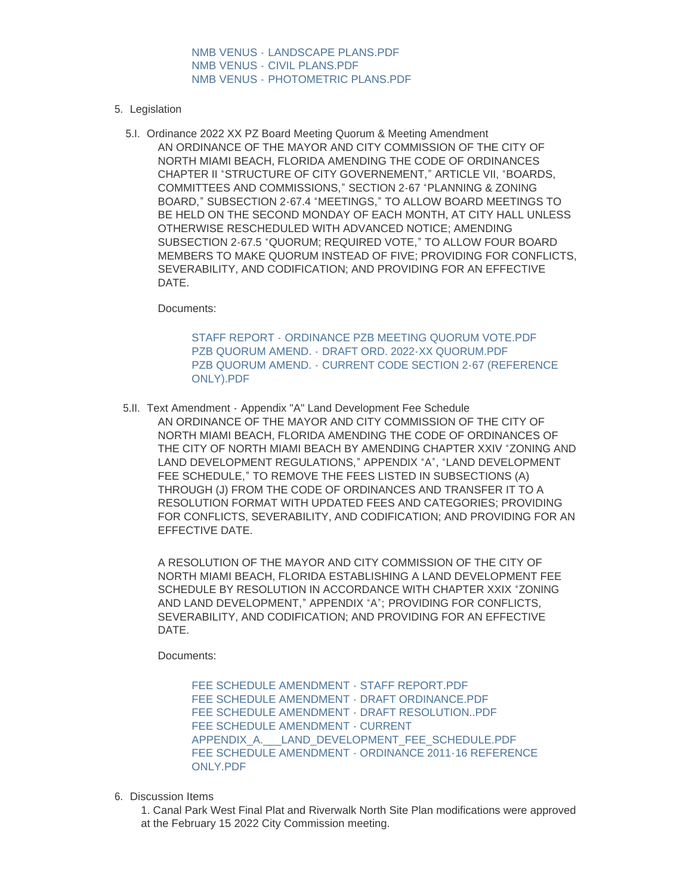NMB VENUS - LANDSCAPE PLANS.PDF
NMB VENUS - CIVIL PLANS.PDF
NMB VENUS - PHOTOMETRIC PLANS.PDF

5. Legislation

5.I. Ordinance 2022 XX PZ Board Meeting Quorum & Meeting Amendment

AN ORDINANCE OF THE MAYOR AND CITY COMMISSION OF THE CITY OF NORTH MIAMI BEACH, FLORIDA AMENDING THE CODE OF ORDINANCES CHAPTER II "STRUCTURE OF CITY GOVERNEMENT," ARTICLE VII, "BOARDS, COMMITTEES AND COMMISSIONS," SECTION 2-67 "PLANNING & ZONING BOARD," SUBSECTION 2-67.4 "MEETINGS," TO ALLOW BOARD MEETINGS TO BE HELD ON THE SECOND MONDAY OF EACH MONTH, AT CITY HALL UNLESS OTHERWISE RESCHEDULED WITH ADVANCED NOTICE; AMENDING SUBSECTION 2-67.5 "QUORUM; REQUIRED VOTE," TO ALLOW FOUR BOARD MEMBERS TO MAKE QUORUM INSTEAD OF FIVE; PROVIDING FOR CONFLICTS, SEVERABILITY, AND CODIFICATION; AND PROVIDING FOR AN EFFECTIVE DATE.

Documents:

STAFF REPORT - ORDINANCE PZB MEETING QUORUM VOTE.PDF
PZB QUORUM AMEND. - DRAFT ORD. 2022-XX QUORUM.PDF
PZB QUORUM AMEND. - CURRENT CODE SECTION 2-67 (REFERENCE ONLY).PDF

5.II. Text Amendment - Appendix "A" Land Development Fee Schedule

AN ORDINANCE OF THE MAYOR AND CITY COMMISSION OF THE CITY OF NORTH MIAMI BEACH, FLORIDA AMENDING THE CODE OF ORDINANCES OF THE CITY OF NORTH MIAMI BEACH BY AMENDING CHAPTER XXIV "ZONING AND LAND DEVELOPMENT REGULATIONS," APPENDIX "A", "LAND DEVELOPMENT FEE SCHEDULE," TO REMOVE THE FEES LISTED IN SUBSECTIONS (A) THROUGH (J) FROM THE CODE OF ORDINANCES AND TRANSFER IT TO A RESOLUTION FORMAT WITH UPDATED FEES AND CATEGORIES; PROVIDING FOR CONFLICTS, SEVERABILITY, AND CODIFICATION; AND PROVIDING FOR AN EFFECTIVE DATE.

A RESOLUTION OF THE MAYOR AND CITY COMMISSION OF THE CITY OF NORTH MIAMI BEACH, FLORIDA ESTABLISHING A LAND DEVELOPMENT FEE SCHEDULE BY RESOLUTION IN ACCORDANCE WITH CHAPTER XXIX "ZONING AND LAND DEVELOPMENT," APPENDIX "A"; PROVIDING FOR CONFLICTS, SEVERABILITY, AND CODIFICATION; AND PROVIDING FOR AN EFFECTIVE DATE.

Documents:

FEE SCHEDULE AMENDMENT - STAFF REPORT.PDF
FEE SCHEDULE AMENDMENT - DRAFT ORDINANCE.PDF
FEE SCHEDULE AMENDMENT - DRAFT RESOLUTION..PDF
FEE SCHEDULE AMENDMENT - CURRENT APPENDIX_A.___LAND_DEVELOPMENT_FEE_SCHEDULE.PDF
FEE SCHEDULE AMENDMENT - ORDINANCE 2011-16 REFERENCE ONLY.PDF

6. Discussion Items

1. Canal Park West Final Plat and Riverwalk North Site Plan modifications were approved at the February 15 2022 City Commission meeting.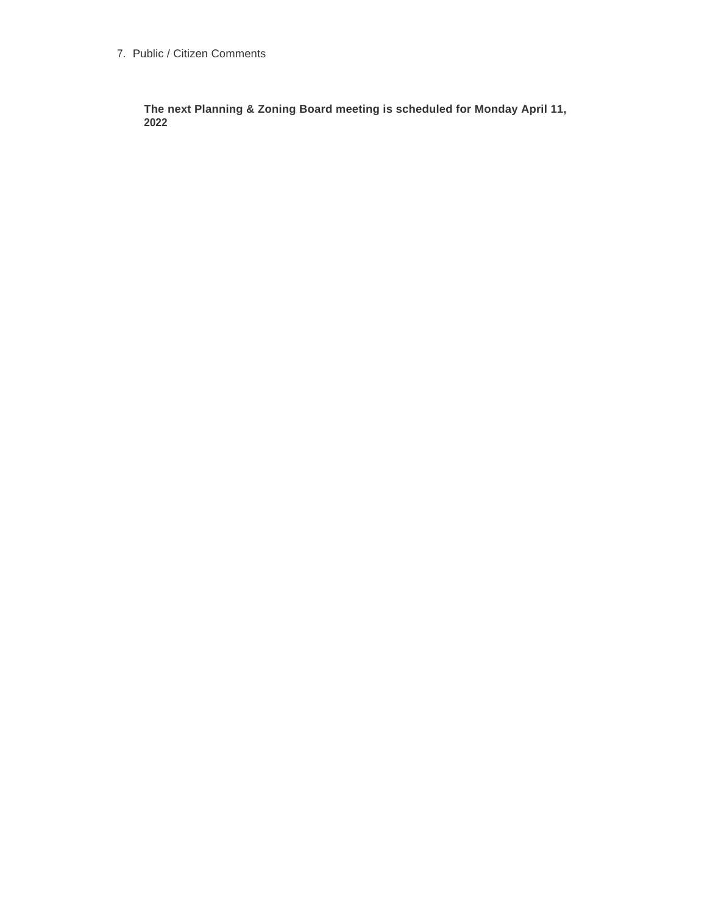7. Public / Citizen Comments

**The next Planning & Zoning Board meeting is scheduled for Monday April 11, 2022**